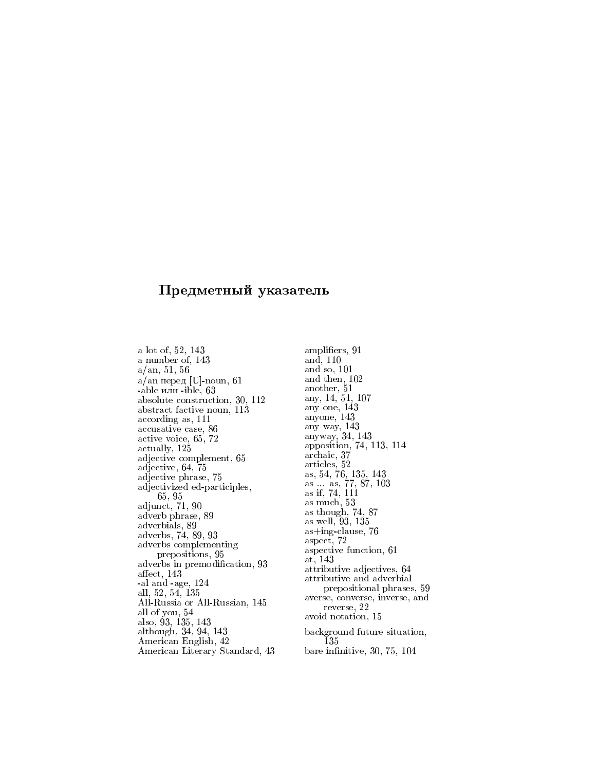## Предметный указатель

a lot of, 52, 143
a number of, 143
a/an, 51, 56
a/an перед [U]-noun, 61
-able или -ible, 63
absolute construction, 30, 112
abstract factive noun, 113
according as, 111
accusative case, 86
active voice, 65, 72
actually, 125
adjective complement, 65
adjective, 64, 75
adjective phrase, 75
adjectivized ed-participles, 65, 95
adjunct, 71, 90
adverb phrase, 89
adverbials, 89
adverbs, 74, 89, 93
adverbs complementing prepositions, 95
adverbs in premodification, 93
affect, 143
-al and -age, 124
all, 52, 54, 135
All-Russia or All-Russian, 145
all of you, 54
also, 93, 135, 143
although, 34, 94, 143
American English, 42
American Literary Standard, 43
amplifiers, 91
and, 110
and so, 101
and then, 102
another, 51
any, 14, 51, 107
any one, 143
anyone, 143
any way, 143
anyway, 34, 143
apposition, 74, 113, 114
archaic, 37
articles, 52
as, 54, 76, 135, 143
as ... as, 77, 87, 103
as if, 74, 111
as much, 53
as though, 74, 87
as well, 93, 135
as+ing-clause, 76
aspect, 72
aspective function, 61
at, 143
attributive adjectives, 64
attributive and adverbial prepositional phrases, 59
averse, converse, inverse, and reverse, 22
avoid notation, 15

background future situation, 135
bare infinitive, 30, 75, 104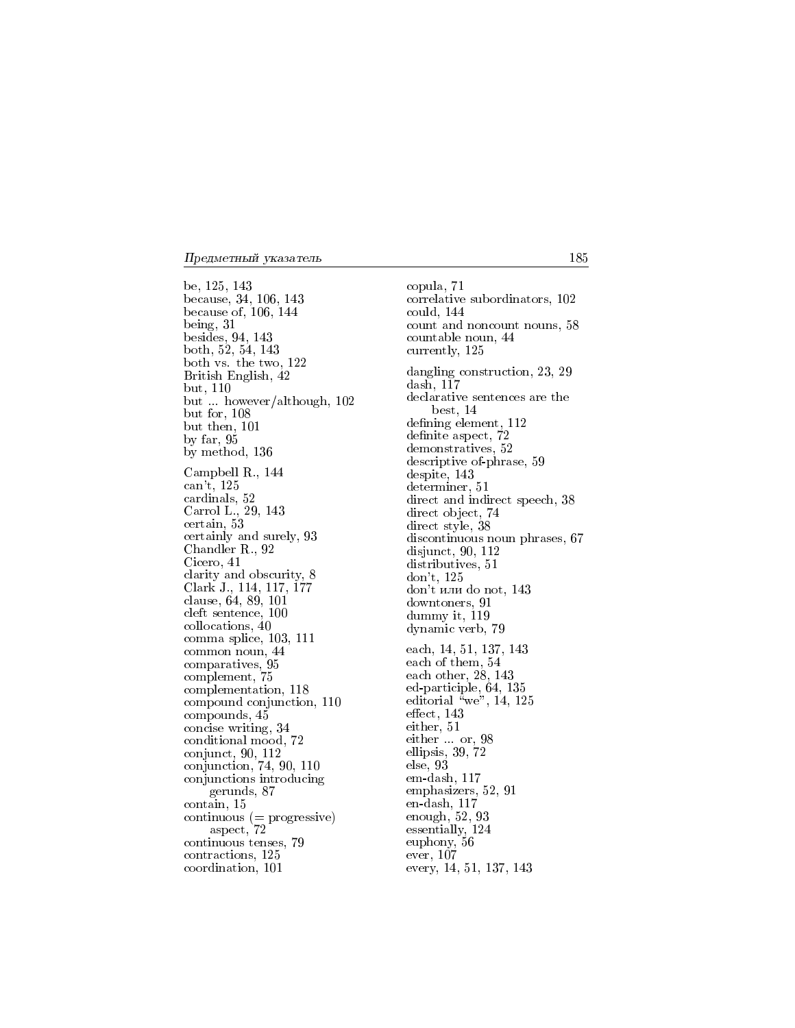be, 125, 143
because, 34, 106, 143
because of, 106, 144
being, 31
besides, 94, 143
both, 52, 54, 143
both vs. the two, 122
British English, 42
but, 110
but ... however/although, 102
but for, 108
but then, 101
by far, 95
by method, 136

Campbell R., 144
can't, 125
cardinals, 52
Carrol L., 29, 143
certain, 53
certainly and surely, 93
Chandler R., 92
Cicero, 41
clarity and obscurity, 8
Clark J., 114, 117, 177
clause, 64, 89, 101
cleft sentence, 100
collocations, 40
comma splice, 103, 111
common noun, 44
comparatives, 95
complement, 75
complementation, 118
compound conjunction, 110
compounds, 45
concise writing, 34
conditional mood, 72
conjunct, 90, 112
conjunction, 74, 90, 110
conjunctions introducing gerunds, 87
contain, 15
continuous (= progressive) aspect, 72
continuous tenses, 79
contractions, 125
coordination, 101
copula, 71
correlative subordinators, 102
could, 144
count and noncount nouns, 58
countable noun, 44
currently, 125

dangling construction, 23, 29
dash, 117
declarative sentences are the best, 14
defining element, 112
definite aspect, 72
demonstratives, 52
descriptive of-phrase, 59
despite, 143
determiner, 51
direct and indirect speech, 38
direct object, 74
direct style, 38
discontinuous noun phrases, 67
disjunct, 90, 112
distributives, 51
don't, 125
don't или do not, 143
downtoners, 91
dummy it, 119
dynamic verb, 79

each, 14, 51, 137, 143
each of them, 54
each other, 28, 143
ed-participle, 64, 135
editorial "we", 14, 125
effect, 143
either, 51
either ... or, 98
ellipsis, 39, 72
else, 93
em-dash, 117
emphasizers, 52, 91
en-dash, 117
enough, 52, 93
essentially, 124
euphony, 56
ever, 107
every, 14, 51, 137, 143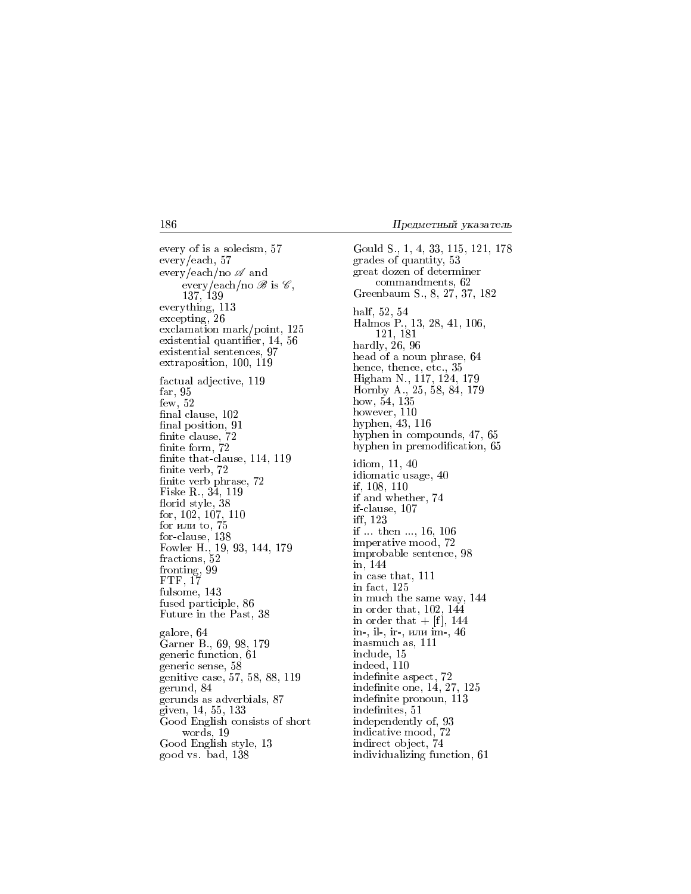every of is a solecism, 57
every/each, 57
every/each/no $\mathscr{A}$ and every/each/no $\mathscr{B}$ is $\mathscr{C}$, 137, 139
everything, 113
excepting, 26
exclamation mark/point, 125
existential quantifier, 14, 56
existential sentences, 97
extraposition, 100, 119

factual adjective, 119
far, 95
few, 52
final clause, 102
final position, 91
finite clause, 72
finite form, 72
finite that-clause, 114, 119
finite verb, 72
finite verb phrase, 72
Fiske R., 34, 119
florid style, 38
for, 102, 107, 110
for или to, 75
for-clause, 138
Fowler H., 19, 93, 144, 179
fractions, 52
fronting, 99
FTF, 17
fulsome, 143
fused participle, 86
Future in the Past, 38

galore, 64
Garner B., 69, 98, 179
generic function, 61
generic sense, 58
genitive case, 57, 58, 88, 119
gerund, 84
gerunds as adverbials, 87
given, 14, 55, 133
Good English consists of short words, 19
Good English style, 13
good vs. bad, 138
Gould S., 1, 4, 33, 115, 121, 178
grades of quantity, 53
great dozen of determiner commandments, 62
Greenbaum S., 8, 27, 37, 182

half, 52, 54
Halmos P., 13, 28, 41, 106, 121, 181
hardly, 26, 96
head of a noun phrase, 64
hence, thence, etc., 35
Higham N., 117, 124, 179
Hornby A., 25, 58, 84, 179
how, 54, 135
however, 110
hyphen, 43, 116
hyphen in compounds, 47, 65
hyphen in premodification, 65

idiom, 11, 40
idiomatic usage, 40
if, 108, 110
if and whether, 74
if-clause, 107
iff, 123
if ... then ..., 16, 106
imperative mood, 72
improbable sentence, 98
in, 144
in case that, 111
in fact, 125
in much the same way, 144
in order that, 102, 144
in order that + [f], 144
in-, il-, ir-, или im-, 46
inasmuch as, 111
include, 15
indeed, 110
indefinite aspect, 72
indefinite one, 14, 27, 125
indefinite pronoun, 113
indefinites, 51
independently of, 93
indicative mood, 72
indirect object, 74
individualizing function, 61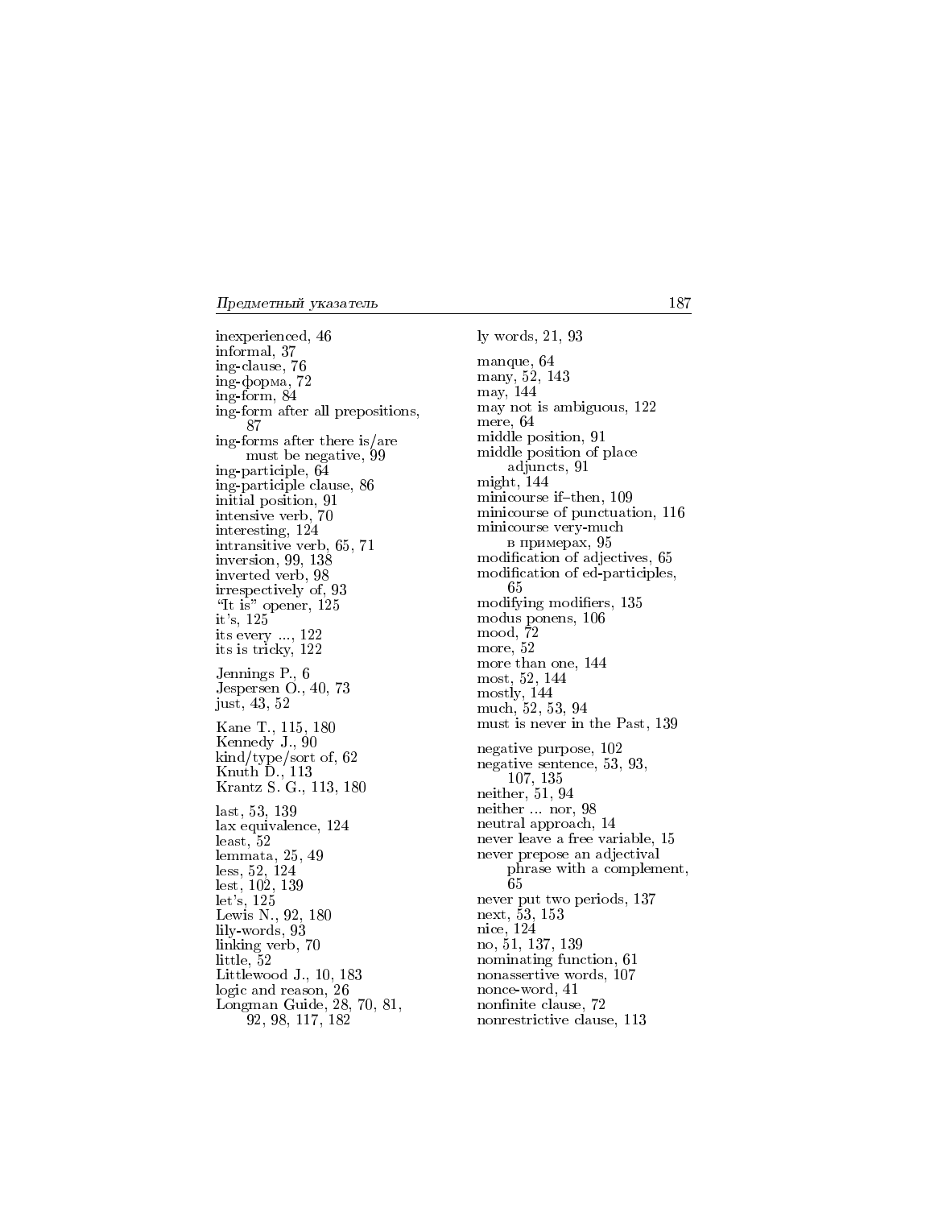inexperienced, 46
informal, 37
ing-clause, 76
ing-форма, 72
ing-form, 84
ing-form after all prepositions, 87
ing-forms after there is/are must be negative, 99
ing-participle, 64
ing-participle clause, 86
initial position, 91
intensive verb, 70
interesting, 124
intransitive verb, 65, 71
inversion, 99, 138
inverted verb, 98
irrespectively of, 93
“It is” opener, 125
it’s, 125
its every ..., 122
its is tricky, 122

Jennings P., 6
Jespersen O., 40, 73
just, 43, 52

Kane T., 115, 180
Kennedy J., 90
kind/type/sort of, 62
Knuth D., 113
Krantz S. G., 113, 180

last, 53, 139
lax equivalence, 124
least, 52
lemmata, 25, 49
less, 52, 124
lest, 102, 139
let’s, 125
Lewis N., 92, 180
lily-words, 93
linking verb, 70
little, 52
Littlewood J., 10, 183
logic and reason, 26
Longman Guide, 28, 70, 81, 92, 98, 117, 182

ly words, 21, 93

manque, 64
many, 52, 143
may, 144
may not is ambiguous, 122
mere, 64
middle position, 91
middle position of place adjuncts, 91
might, 144
minicourse if–then, 109
minicourse of punctuation, 116
minicourse very-much в примерах, 95
modification of adjectives, 65
modification of ed-participles, 65
modifying modifiers, 135
modus ponens, 106
mood, 72
more, 52
more than one, 144
most, 52, 144
mostly, 144
much, 52, 53, 94
must is never in the Past, 139

negative purpose, 102
negative sentence, 53, 93, 107, 135
neither, 51, 94
neither ... nor, 98
neutral approach, 14
never leave a free variable, 15
never prepose an adjectival phrase with a complement, 65
never put two periods, 137
next, 53, 153
nice, 124
no, 51, 137, 139
nominating function, 61
nonassertive words, 107
nonce-word, 41
nonfinite clause, 72
nonrestrictive clause, 113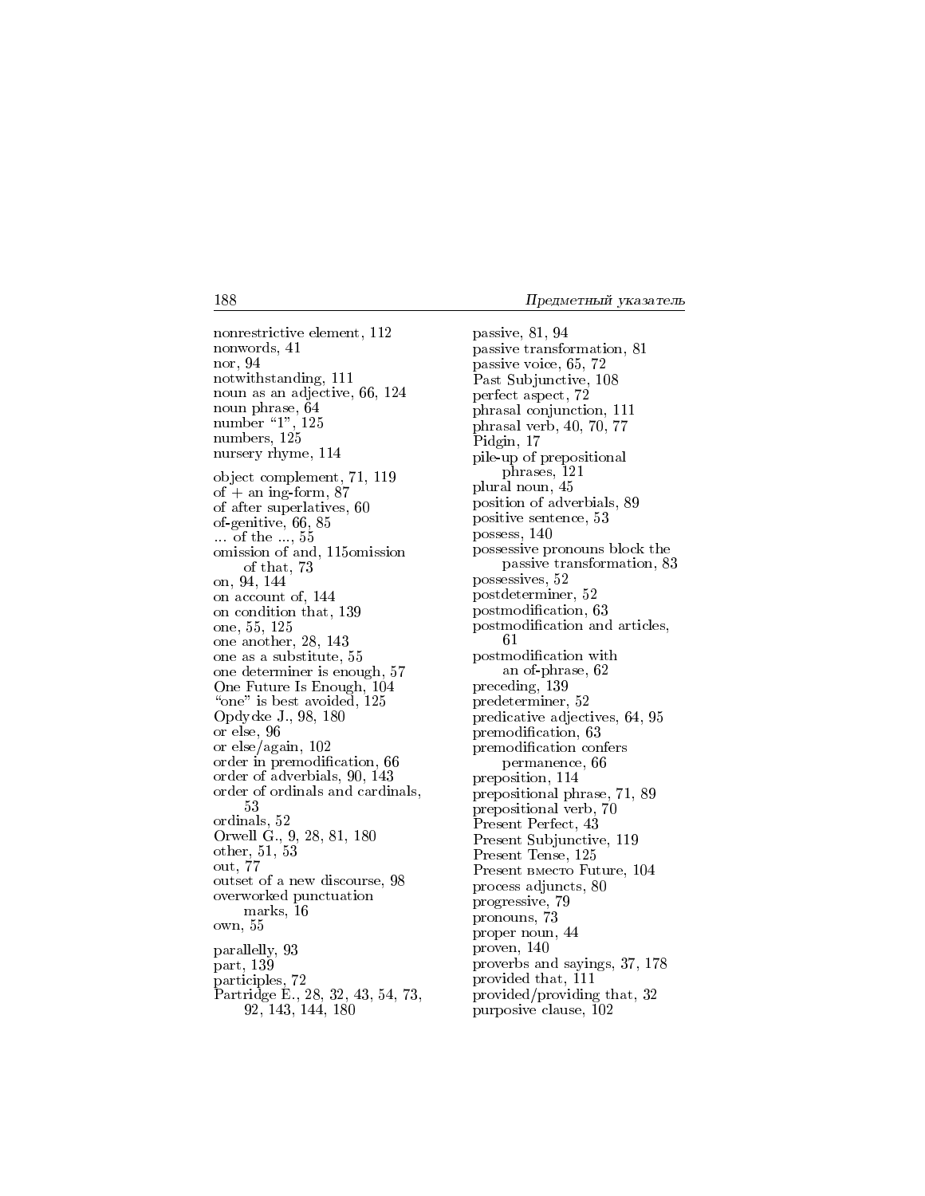nonrestrictive element, 112
nonwords, 41
nor, 94
notwithstanding, 111
noun as an adjective, 66, 124
noun phrase, 64
number "1", 125
numbers, 125
nursery rhyme, 114

object complement, 71, 119
of + an ing-form, 87
of after superlatives, 60
of-genitive, 66, 85
... of the ..., 55
omission of and, 115omission of that, 73
on, 94, 144
on account of, 144
on condition that, 139
one, 55, 125
one another, 28, 143
one as a substitute, 55
one determiner is enough, 57
One Future Is Enough, 104
"one" is best avoided, 125
Opdycke J., 98, 180
or else, 96
or else/again, 102
order in premodification, 66
order of adverbials, 90, 143
order of ordinals and cardinals, 53
ordinals, 52
Orwell G., 9, 28, 81, 180
other, 51, 53
out, 77
outset of a new discourse, 98
overworked punctuation marks, 16
own, 55

parallelly, 93
part, 139
participles, 72
Partridge E., 28, 32, 43, 54, 73, 92, 143, 144, 180
passive, 81, 94
passive transformation, 81
passive voice, 65, 72
Past Subjunctive, 108
perfect aspect, 72
phrasal conjunction, 111
phrasal verb, 40, 70, 77
Pidgin, 17
pile-up of prepositional phrases, 121
plural noun, 45
position of adverbials, 89
positive sentence, 53
possess, 140
possessive pronouns block the passive transformation, 83
possessives, 52
postdeterminer, 52
postmodification, 63
postmodification and articles, 61
postmodification with an of-phrase, 62
preceding, 139
predeterminer, 52
predicative adjectives, 64, 95
premodification, 63
premodification confers permanence, 66
preposition, 114
prepositional phrase, 71, 89
prepositional verb, 70
Present Perfect, 43
Present Subjunctive, 119
Present Tense, 125
Present вместо Future, 104
process adjuncts, 80
progressive, 79
pronouns, 73
proper noun, 44
proven, 140
proverbs and sayings, 37, 178
provided that, 111
provided/providing that, 32
purposive clause, 102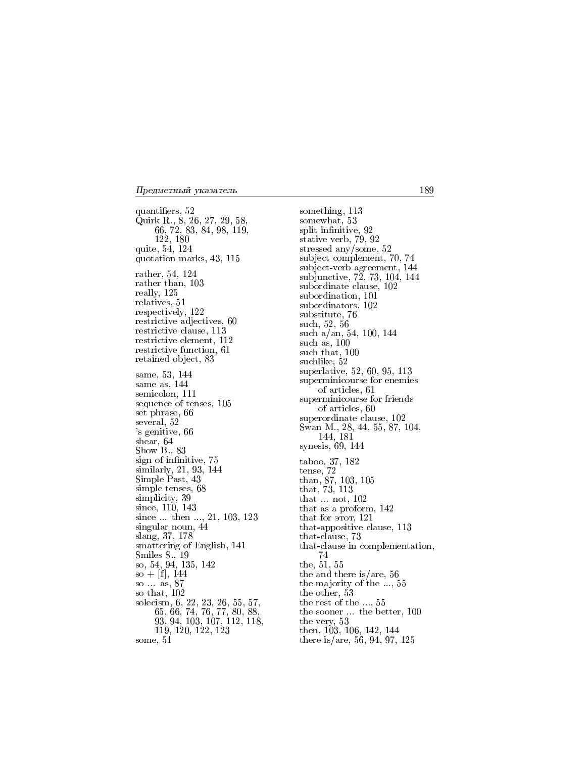quantifiers, 52
Quirk R., 8, 26, 27, 29, 58, 66, 72, 83, 84, 98, 119, 122, 180
quite, 54, 124
quotation marks, 43, 115

rather, 54, 124
rather than, 103
really, 125
relatives, 51
respectively, 122
restrictive adjectives, 60
restrictive clause, 113
restrictive element, 112
restrictive function, 61
retained object, 83

same, 53, 144
same as, 144
semicolon, 111
sequence of tenses, 105
set phrase, 66
several, 52
's genitive, 66
shear, 64
Show B., 83
sign of infinitive, 75
similarly, 21, 93, 144
Simple Past, 43
simple tenses, 68
simplicity, 39
since, 110, 143
since ... then ..., 21, 103, 123
singular noun, 44
slang, 37, 178
smattering of English, 141
Smiles S., 19
so, 54, 94, 135, 142
so + [f], 144
so ... as, 87
so that, 102
solecism, 6, 22, 23, 26, 55, 57, 65, 66, 74, 76, 77, 80, 88, 93, 94, 103, 107, 112, 118, 119, 120, 122, 123
some, 51
something, 113
somewhat, 53
split infinitive, 92
stative verb, 79, 92
stressed any/some, 52
subject complement, 70, 74
subject-verb agreement, 144
subjunctive, 72, 73, 104, 144
subordinate clause, 102
subordination, 101
subordinators, 102
substitute, 76
such, 52, 56
such a/an, 54, 100, 144
such as, 100
such that, 100
suchlike, 52
superlative, 52, 60, 95, 113
superminicourse for enemies of articles, 61
superminicourse for friends of articles, 60
superordinate clause, 102
Swan M., 28, 44, 55, 87, 104, 144, 181
synesis, 69, 144

taboo, 37, 182
tense, 72
than, 87, 103, 105
that, 73, 113
that ... not, 102
that as a proform, 142
that for этот, 121
that-appositive clause, 113
that-clause, 73
that-clause in complementation, 74
the, 51, 55
the and there is/are, 56
the majority of the ..., 55
the other, 53
the rest of the ..., 55
the sooner ... the better, 100
the very, 53
then, 103, 106, 142, 144
there is/are, 56, 94, 97, 125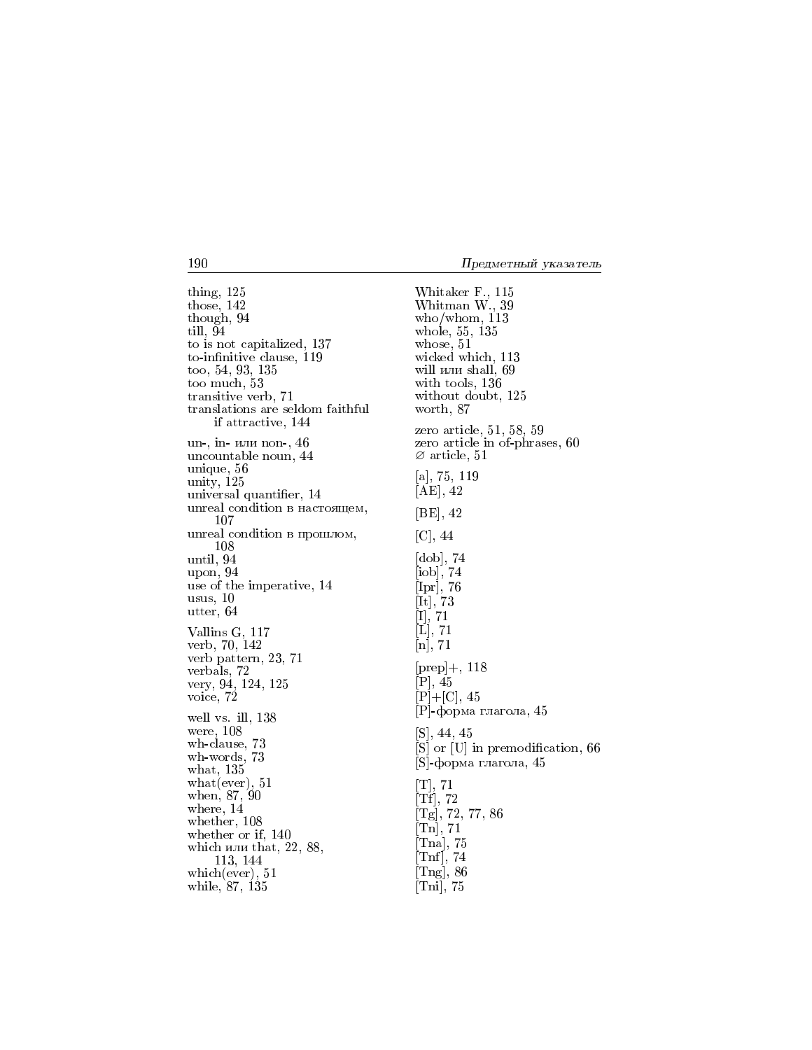thing, 125
those, 142
though, 94
till, 94
to is not capitalized, 137
to-infinitive clause, 119
too, 54, 93, 135
too much, 53
transitive verb, 71
translations are seldom faithful
  if attractive, 144

un-, in- или non-, 46
uncountable noun, 44
unique, 56
unity, 125
universal quantifier, 14
unreal condition в настоящем,
  107
unreal condition в прошлом,
  108
until, 94
upon, 94
use of the imperative, 14
usus, 10
utter, 64

Vallins G, 117
verb, 70, 142
verb pattern, 23, 71
verbals, 72
very, 94, 124, 125
voice, 72

well vs. ill, 138
were, 108
wh-clause, 73
wh-words, 73
what, 135
what(ever), 51
when, 87, 90
where, 14
whether, 108
whether or if, 140
which или that, 22, 88,
  113, 144
which(ever), 51
while, 87, 135

Whitaker F., 115
Whitman W., 39
who/whom, 113
whole, 55, 135
whose, 51
wicked which, 113
will или shall, 69
with tools, 136
without doubt, 125
worth, 87

zero article, 51, 58, 59
zero article in of-phrases, 60
∅ article, 51

[a], 75, 119
[AE], 42

[BE], 42

[C], 44

[dob], 74
[iob], 74
[Ipr], 76
[It], 73
[I], 71
[L], 71
[n], 71

[prep]+, 118
[P], 45
[P]+[C], 45
[P]-форма глагола, 45

[S], 44, 45
[S] or [U] in premodification, 66
[S]-форма глагола, 45

[T], 71
[Tf], 72
[Tg], 72, 77, 86
[Tn], 71
[Tna], 75
[Tnf], 74
[Tng], 86
[Tni], 75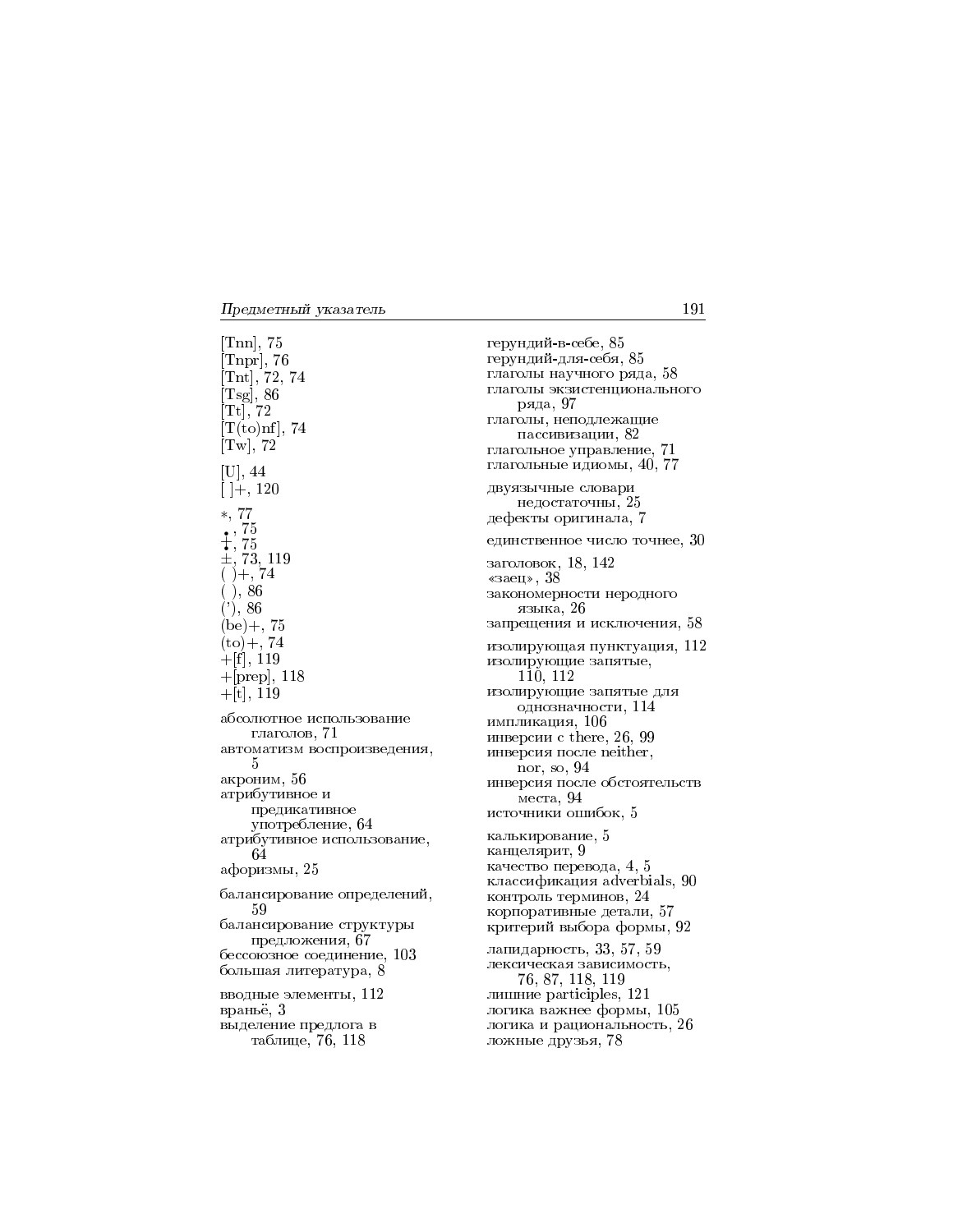[Tnn], 75
[Tnpr], 76
[Tnt], 72, 74
[Tsg], 86
[Tt], 72
[T(to)nf], 74
[Tw], 72

[U], 44
[ ]+, 120

*, 77
•, 75
†, 75
±, 73, 119
( )+, 74
( ), 86
('), 86
(be)+, 75
(to)+, 74
+[f], 119
+[prep], 118
+[t], 119

абсолютное использование глаголов, 71
автоматизм воспроизведения, 5
акроним, 56
атрибутивное и предикативное употребление, 64
атрибутивное использование, 64
афоризмы, 25

балансирование определений, 59
балансирование структуры предложения, 67
бессоюзное соединение, 103
большая литература, 8

вводные элементы, 112
враньё, 3
выделение предлога в таблице, 76, 118

герундий-в-себе, 85
герундий-для-себя, 85
глаголы научного ряда, 58
глаголы экзистенционального ряда, 97
глаголы, неподлежащие пассивизации, 82
глагольное управление, 71
глагольные идиомы, 40, 77

двуязычные словари недостаточны, 25
дефекты оригинала, 7

единственное число точнее, 30

заголовок, 18, 142
«заец», 38
закономерности неродного языка, 26
запрещения и исключения, 58

изолирующая пунктуация, 112
изолирующие запятые, 110, 112
изолирующие запятые для однозначности, 114
импликация, 106
инверсии с there, 26, 99
инверсия после neither, nor, so, 94
инверсия после обстоятельств места, 94
источники ошибок, 5

калькирование, 5
канцелярит, 9
качество перевода, 4, 5
классификация adverbials, 90
контроль терминов, 24
корпоративные детали, 57
критерий выбора формы, 92

лапидарность, 33, 57, 59
лексическая зависимость, 76, 87, 118, 119
лишние participles, 121
логика важнее формы, 105
логика и рациональность, 26
ложные друзья, 78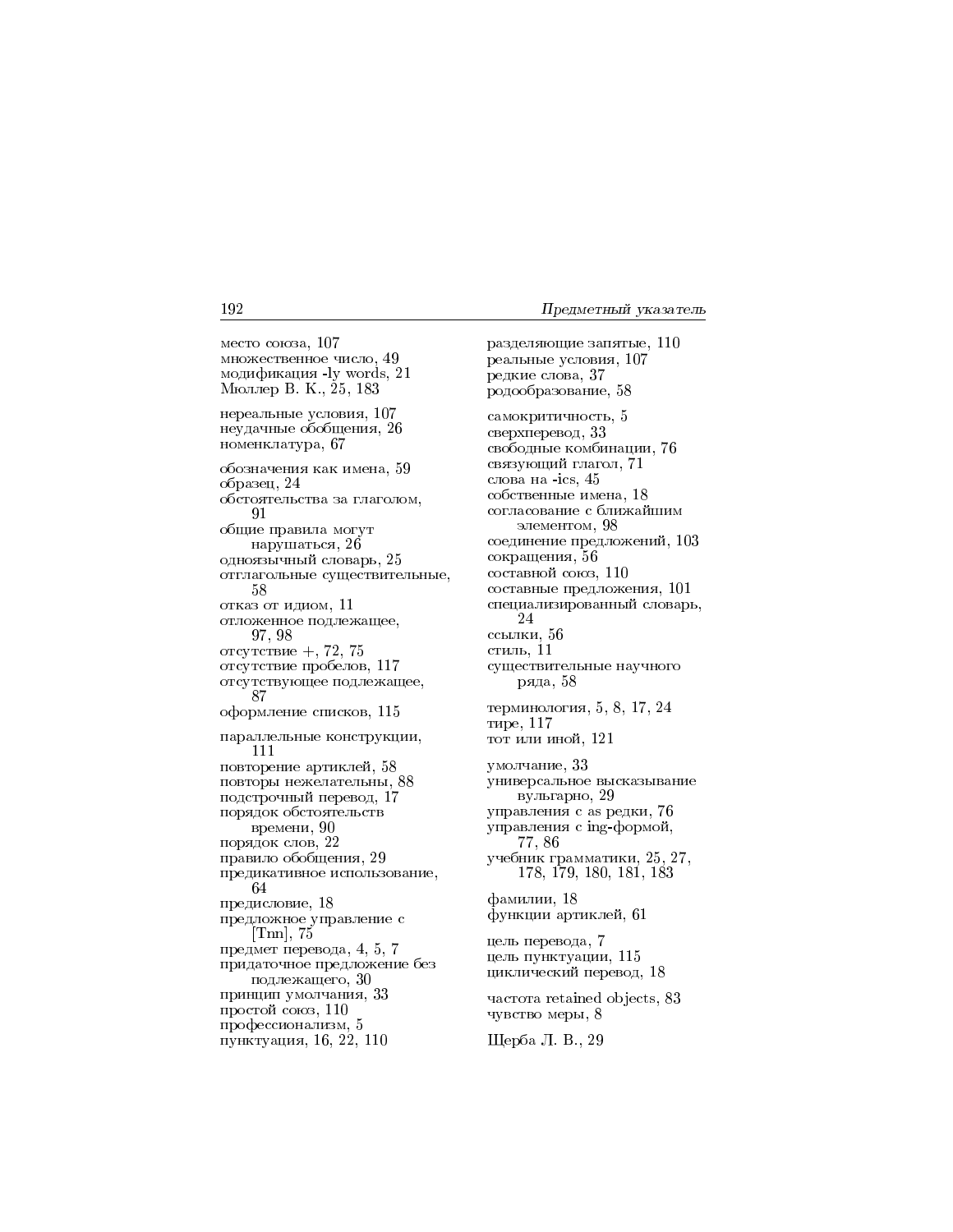место союза, 107
множественное число, 49
модификация -ly words, 21
Мюллер В. К., 25, 183

нереальные условия, 107
неудачные обобщения, 26
номенклатура, 67

обозначения как имена, 59
образец, 24
обстоятельства за глаголом, 91
общие правила могут нарушаться, 26
одноязычный словарь, 25
отглагольные существительные, 58
отказ от идиом, 11
отложенное подлежащее, 97, 98
отсутствие +, 72, 75
отсутствие пробелов, 117
отсутствующее подлежащее, 87
оформление списков, 115

параллельные конструкции, 111
повторение артиклей, 58
повторы нежелательны, 88
подстрочный перевод, 17
порядок обстоятельств времени, 90
порядок слов, 22
правило обобщения, 29
предикативное использование, 64
предисловие, 18
предложное управление с [Tnn], 75
предмет перевода, 4, 5, 7
придаточное предложение без подлежащего, 30
принцип умолчания, 33
простой союз, 110
профессионализм, 5
пунктуация, 16, 22, 110

разделяющие запятые, 110
реальные условия, 107
редкие слова, 37
родообразование, 58

самокритичность, 5
сверхперевод, 33
свободные комбинации, 76
связующий глагол, 71
слова на -ics, 45
собственные имена, 18
согласование с ближайшим элементом, 98
соединение предложений, 103
сокращения, 56
составной союз, 110
составные предложения, 101
специализированный словарь, 24
ссылки, 56
стиль, 11
существительные научного ряда, 58

терминология, 5, 8, 17, 24
тире, 117
тот или иной, 121

умолчание, 33
универсальное высказывание вульгарно, 29
управления с as редки, 76
управления с ing-формой, 77, 86
учебник грамматики, 25, 27, 178, 179, 180, 181, 183

фамилии, 18
функции артиклей, 61

цель перевода, 7
цель пунктуации, 115
циклический перевод, 18

частота retained objects, 83
чувство меры, 8

Щерба Л. В., 29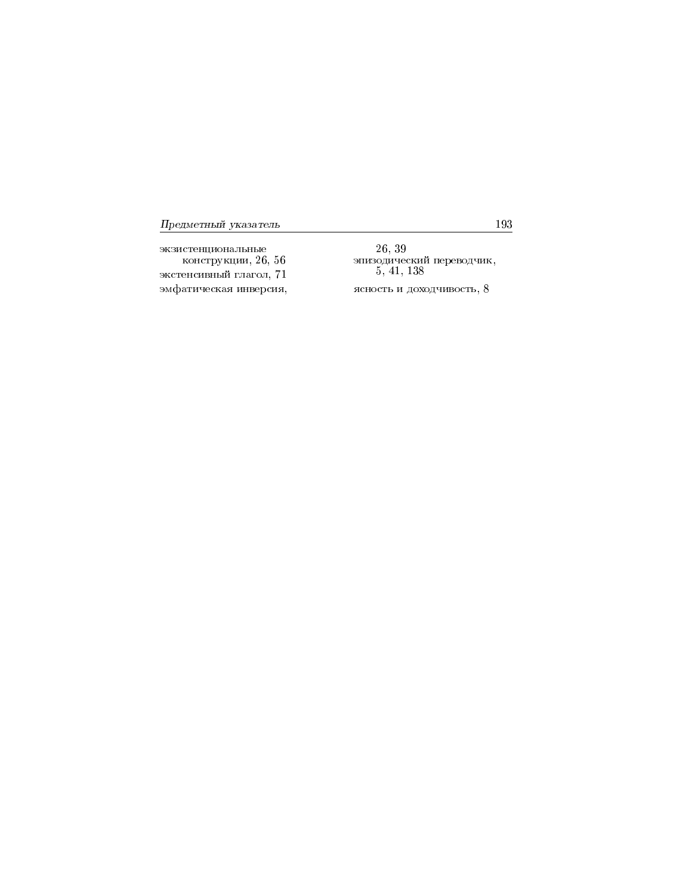экзистенциональные конструкции, 26, 56

экстенсивный глагол, 71

эмфатическая инверсия, 26, 39

эпизодический переводчик, 5, 41, 138

ясность и доходчивость, 8